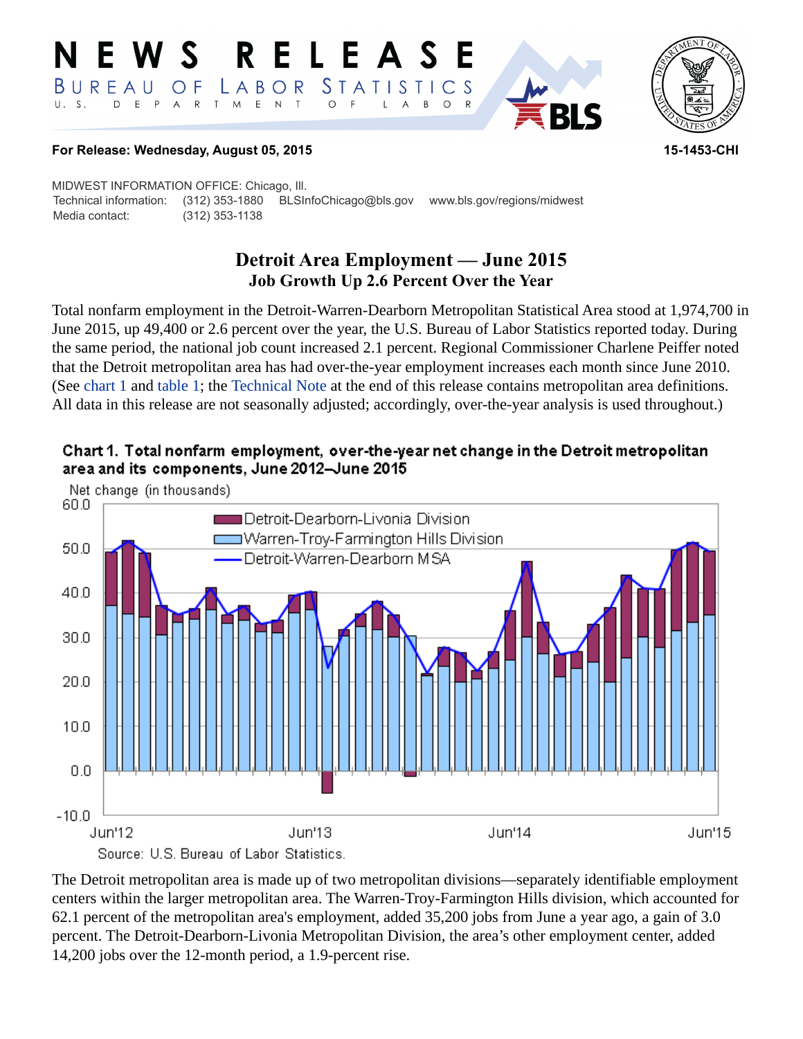# NEWS RELEASE

BUREAU OF LABOR STATISTICS

U. S. DEPARTMENT OF LABOR

**For Release: Wednesday, August 05, 2015** **15-1453-CHI**

MIDWEST INFORMATION OFFICE: Chicago, Ill.

Technical information: (312) 353-1880 BLSInfoChicago@bls.gov www.bls.gov/regions/midwest

Media contact: (312) 353-1138

## Detroit Area Employment — June 2015

### Job Growth Up 2.6 Percent Over the Year

Total nonfarm employment in the Detroit-Warren-Dearborn Metropolitan Statistical Area stood at 1,974,700 in June 2015, up 49,400 or 2.6 percent over the year, the U.S. Bureau of Labor Statistics reported today. During the same period, the national job count increased 2.1 percent. Regional Commissioner Charlene Peiffer noted that the Detroit metropolitan area has had over-the-year employment increases each month since June 2010. (See chart 1 and table 1; the Technical Note at the end of this release contains metropolitan area definitions. All data in this release are not seasonally adjusted; accordingly, over-the-year analysis is used throughout.)

**Chart 1. Total nonfarm employment, over-the-year net change in the Detroit metropolitan area and its components, June 2012–June 2015**

Source: U.S. Bureau of Labor Statistics.

The Detroit metropolitan area is made up of two metropolitan divisions—separately identifiable employment centers within the larger metropolitan area. The Warren-Troy-Farmington Hills division, which accounted for 62.1 percent of the metropolitan area's employment, added 35,200 jobs from June a year ago, a gain of 3.0 percent. The Detroit-Dearborn-Livonia Metropolitan Division, the area's other employment center, added 14,200 jobs over the 12-month period, a 1.9-percent rise.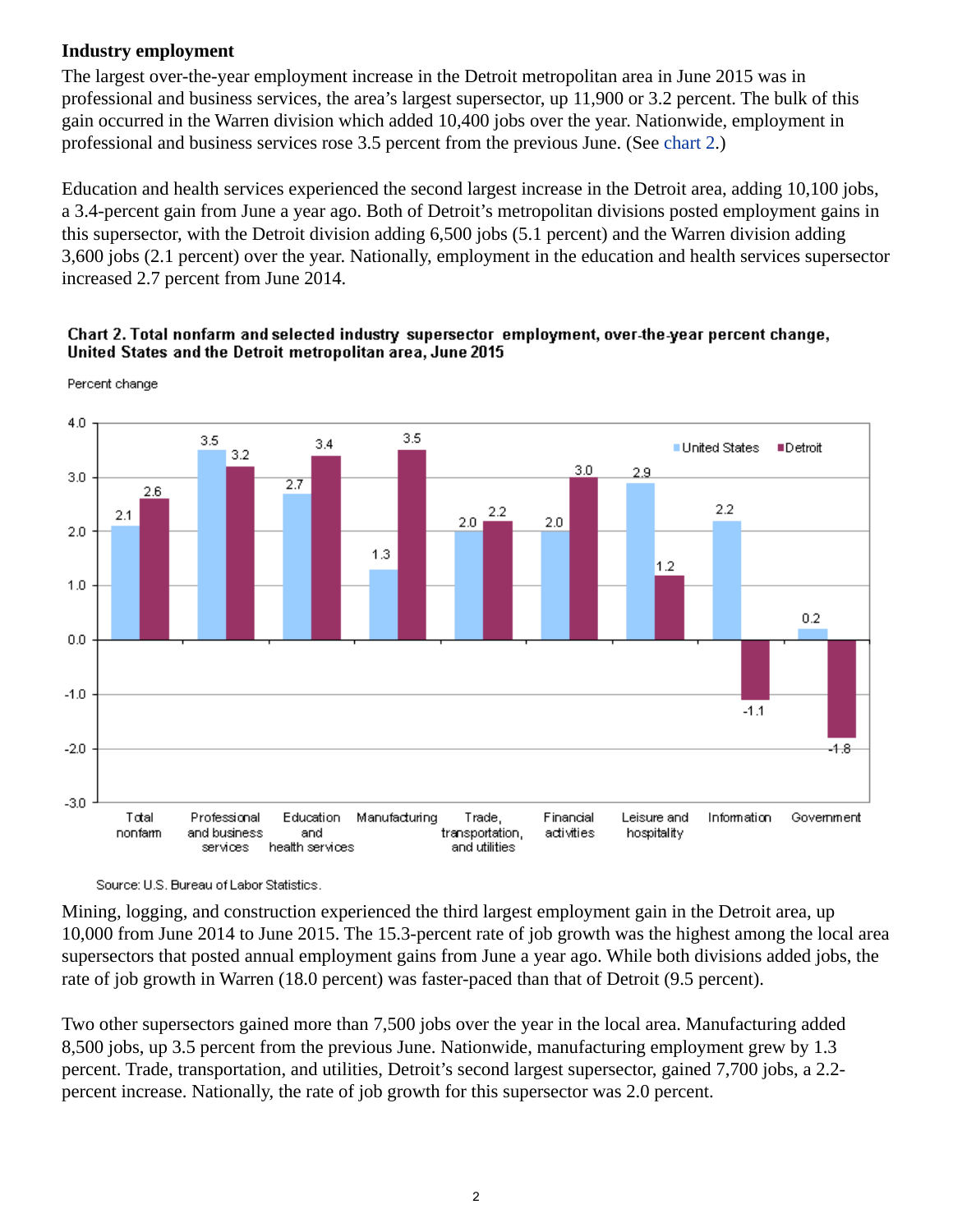### Industry employment

The largest over-the-year employment increase in the Detroit metropolitan area in June 2015 was in professional and business services, the area's largest supersector, up 11,900 or 3.2 percent. The bulk of this gain occurred in the Warren division which added 10,400 jobs over the year. Nationwide, employment in professional and business services rose 3.5 percent from the previous June. (See chart 2.)

Education and health services experienced the second largest increase in the Detroit area, adding 10,100 jobs, a 3.4-percent gain from June a year ago. Both of Detroit's metropolitan divisions posted employment gains in this supersector, with the Detroit division adding 6,500 jobs (5.1 percent) and the Warren division adding 3,600 jobs (2.1 percent) over the year. Nationally, employment in the education and health services supersector increased 2.7 percent from June 2014.

**Chart 2. Total nonfarm and selected industry supersector employment, over-the-year percent change, United States and the Detroit metropolitan area, June 2015**

Source: U.S. Bureau of Labor Statistics.

Mining, logging, and construction experienced the third largest employment gain in the Detroit area, up 10,000 from June 2014 to June 2015. The 15.3-percent rate of job growth was the highest among the local area supersectors that posted annual employment gains from June a year ago. While both divisions added jobs, the rate of job growth in Warren (18.0 percent) was faster-paced than that of Detroit (9.5 percent).

Two other supersectors gained more than 7,500 jobs over the year in the local area. Manufacturing added 8,500 jobs, up 3.5 percent from the previous June. Nationwide, manufacturing employment grew by 1.3 percent. Trade, transportation, and utilities, Detroit's second largest supersector, gained 7,700 jobs, a 2.2-percent increase. Nationally, the rate of job growth for this supersector was 2.0 percent.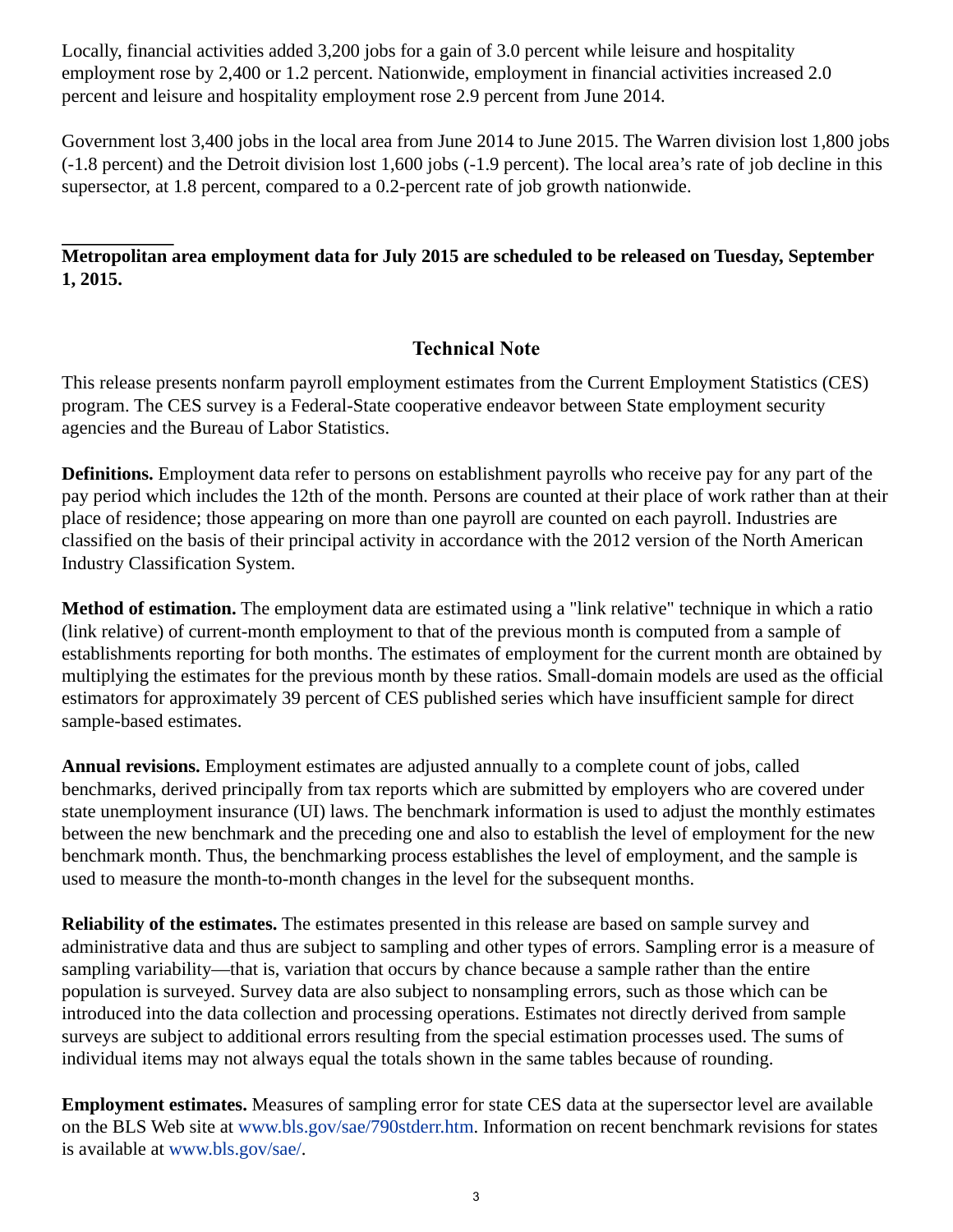Locally, financial activities added 3,200 jobs for a gain of 3.0 percent while leisure and hospitality employment rose by 2,400 or 1.2 percent. Nationwide, employment in financial activities increased 2.0 percent and leisure and hospitality employment rose 2.9 percent from June 2014.

Government lost 3,400 jobs in the local area from June 2014 to June 2015. The Warren division lost 1,800 jobs (-1.8 percent) and the Detroit division lost 1,600 jobs (-1.9 percent). The local area's rate of job decline in this supersector, at 1.8 percent, compared to a 0.2-percent rate of job growth nationwide.

___________

**Metropolitan area employment data for July 2015 are scheduled to be released on Tuesday, September 1, 2015.**

## Technical Note

This release presents nonfarm payroll employment estimates from the Current Employment Statistics (CES) program. The CES survey is a Federal-State cooperative endeavor between State employment security agencies and the Bureau of Labor Statistics.

**Definitions.** Employment data refer to persons on establishment payrolls who receive pay for any part of the pay period which includes the 12th of the month. Persons are counted at their place of work rather than at their place of residence; those appearing on more than one payroll are counted on each payroll. Industries are classified on the basis of their principal activity in accordance with the 2012 version of the North American Industry Classification System.

**Method of estimation.** The employment data are estimated using a "link relative" technique in which a ratio (link relative) of current-month employment to that of the previous month is computed from a sample of establishments reporting for both months. The estimates of employment for the current month are obtained by multiplying the estimates for the previous month by these ratios. Small-domain models are used as the official estimators for approximately 39 percent of CES published series which have insufficient sample for direct sample-based estimates.

**Annual revisions.** Employment estimates are adjusted annually to a complete count of jobs, called benchmarks, derived principally from tax reports which are submitted by employers who are covered under state unemployment insurance (UI) laws. The benchmark information is used to adjust the monthly estimates between the new benchmark and the preceding one and also to establish the level of employment for the new benchmark month. Thus, the benchmarking process establishes the level of employment, and the sample is used to measure the month-to-month changes in the level for the subsequent months.

**Reliability of the estimates.** The estimates presented in this release are based on sample survey and administrative data and thus are subject to sampling and other types of errors. Sampling error is a measure of sampling variability—that is, variation that occurs by chance because a sample rather than the entire population is surveyed. Survey data are also subject to nonsampling errors, such as those which can be introduced into the data collection and processing operations. Estimates not directly derived from sample surveys are subject to additional errors resulting from the special estimation processes used. The sums of individual items may not always equal the totals shown in the same tables because of rounding.

**Employment estimates.** Measures of sampling error for state CES data at the supersector level are available on the BLS Web site at www.bls.gov/sae/790stderr.htm. Information on recent benchmark revisions for states is available at www.bls.gov/sae/.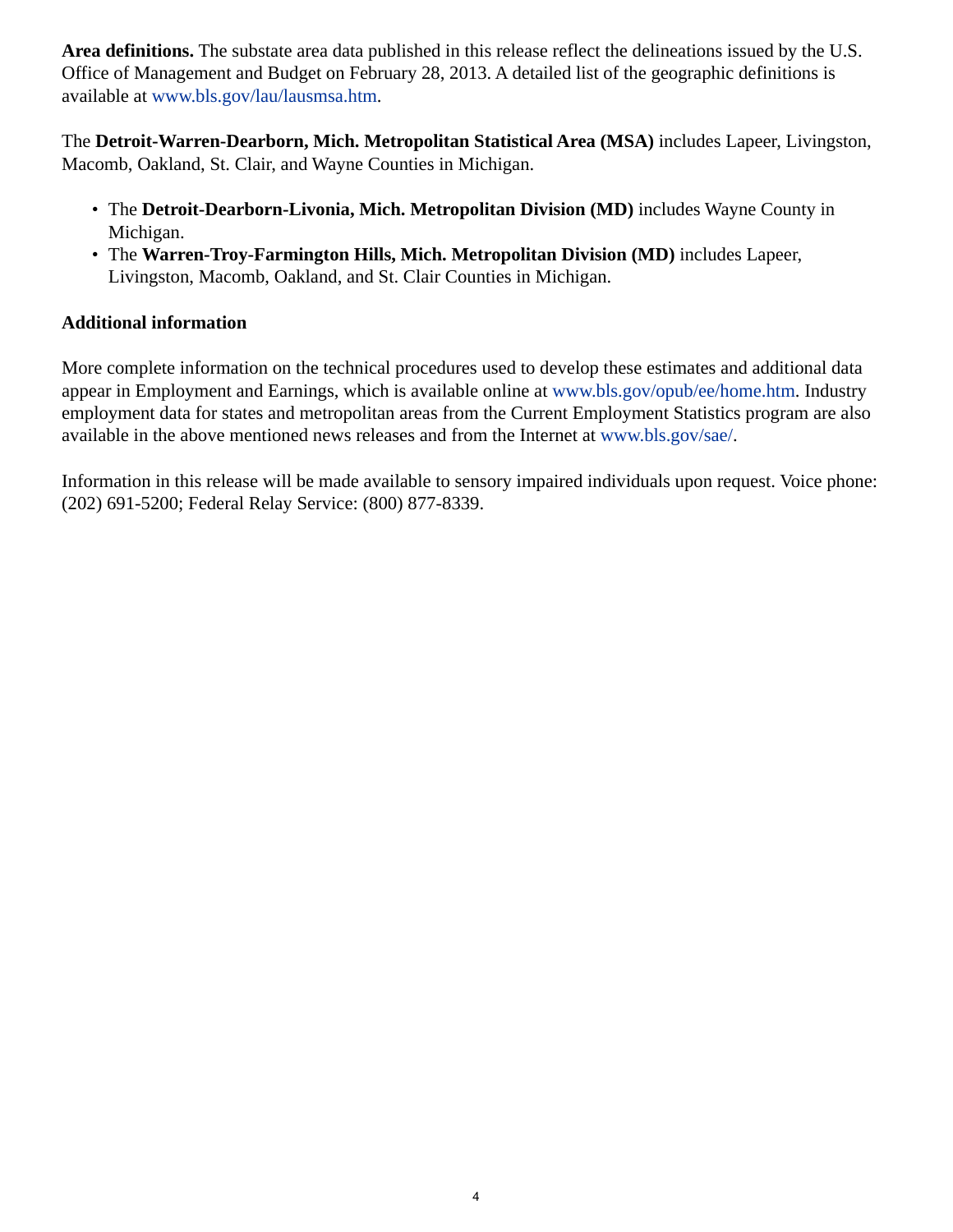**Area definitions.** The substate area data published in this release reflect the delineations issued by the U.S. Office of Management and Budget on February 28, 2013. A detailed list of the geographic definitions is available at www.bls.gov/lau/lausmsa.htm.

The **Detroit-Warren-Dearborn, Mich. Metropolitan Statistical Area (MSA)** includes Lapeer, Livingston, Macomb, Oakland, St. Clair, and Wayne Counties in Michigan.

- The **Detroit-Dearborn-Livonia, Mich. Metropolitan Division (MD)** includes Wayne County in Michigan.
- The **Warren-Troy-Farmington Hills, Mich. Metropolitan Division (MD)** includes Lapeer, Livingston, Macomb, Oakland, and St. Clair Counties in Michigan.

**Additional information**

More complete information on the technical procedures used to develop these estimates and additional data appear in Employment and Earnings, which is available online at www.bls.gov/opub/ee/home.htm. Industry employment data for states and metropolitan areas from the Current Employment Statistics program are also available in the above mentioned news releases and from the Internet at www.bls.gov/sae/.

Information in this release will be made available to sensory impaired individuals upon request. Voice phone: (202) 691-5200; Federal Relay Service: (800) 877-8339.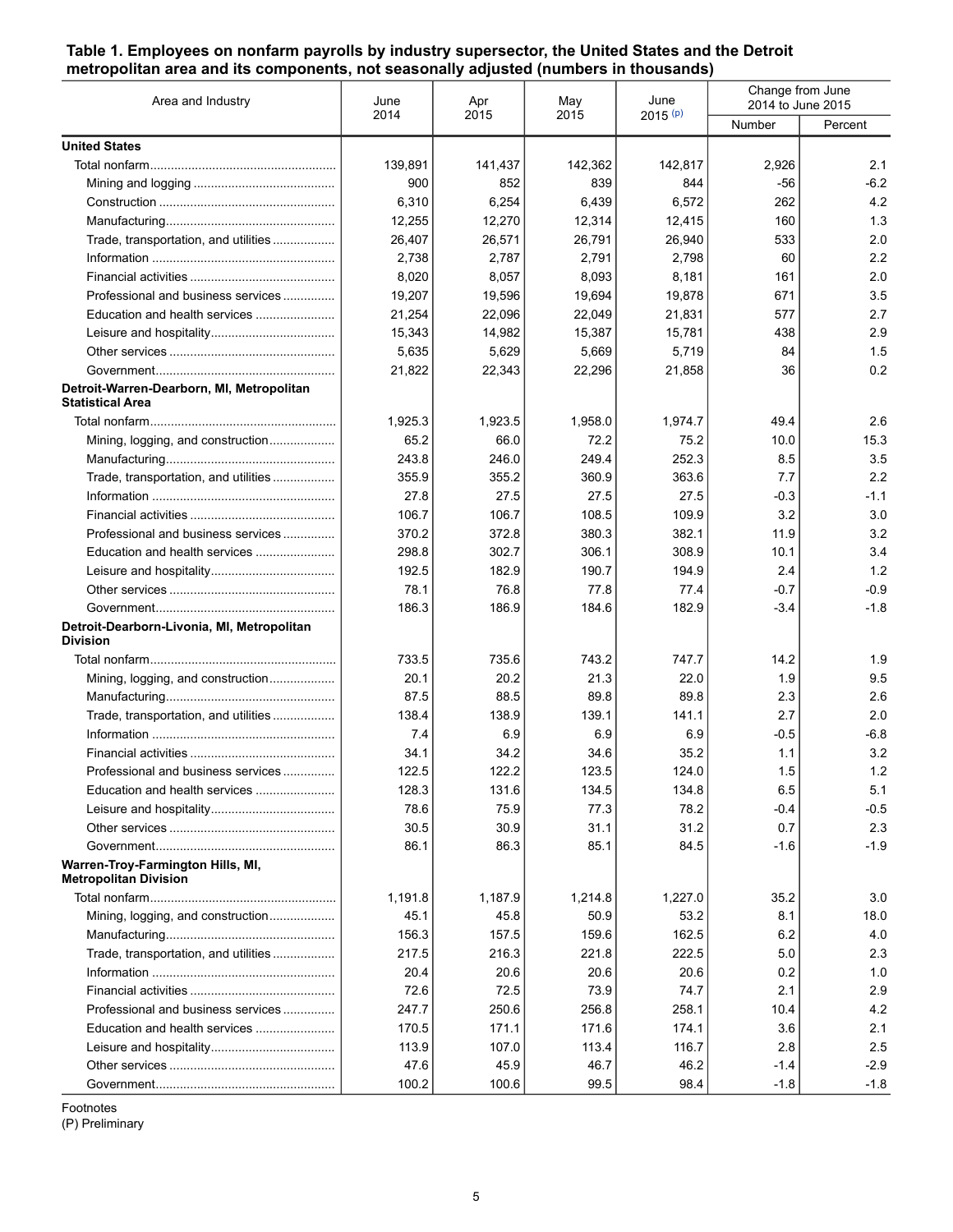**Table 1. Employees on nonfarm payrolls by industry supersector, the United States and the Detroit metropolitan area and its components, not seasonally adjusted (numbers in thousands)**

| Area and Industry | June 2014 | Apr 2015 | May 2015 | June 2015 (p) | Change from June 2014 to June 2015 | |
|---|---|---|---|---|---|---|
| | | | | | Number | Percent |
| **United States** | | | | | | |
| Total nonfarm | 139,891 | 141,437 | 142,362 | 142,817 | 2,926 | 2.1 |
| Mining and logging | 900 | 852 | 839 | 844 | -56 | -6.2 |
| Construction | 6,310 | 6,254 | 6,439 | 6,572 | 262 | 4.2 |
| Manufacturing | 12,255 | 12,270 | 12,314 | 12,415 | 160 | 1.3 |
| Trade, transportation, and utilities | 26,407 | 26,571 | 26,791 | 26,940 | 533 | 2.0 |
| Information | 2,738 | 2,787 | 2,791 | 2,798 | 60 | 2.2 |
| Financial activities | 8,020 | 8,057 | 8,093 | 8,181 | 161 | 2.0 |
| Professional and business services | 19,207 | 19,596 | 19,694 | 19,878 | 671 | 3.5 |
| Education and health services | 21,254 | 22,096 | 22,049 | 21,831 | 577 | 2.7 |
| Leisure and hospitality | 15,343 | 14,982 | 15,387 | 15,781 | 438 | 2.9 |
| Other services | 5,635 | 5,629 | 5,669 | 5,719 | 84 | 1.5 |
| Government | 21,822 | 22,343 | 22,296 | 21,858 | 36 | 0.2 |
| **Detroit-Warren-Dearborn, MI, Metropolitan Statistical Area** | | | | | | |
| Total nonfarm | 1,925.3 | 1,923.5 | 1,958.0 | 1,974.7 | 49.4 | 2.6 |
| Mining, logging, and construction | 65.2 | 66.0 | 72.2 | 75.2 | 10.0 | 15.3 |
| Manufacturing | 243.8 | 246.0 | 249.4 | 252.3 | 8.5 | 3.5 |
| Trade, transportation, and utilities | 355.9 | 355.2 | 360.9 | 363.6 | 7.7 | 2.2 |
| Information | 27.8 | 27.5 | 27.5 | 27.5 | -0.3 | -1.1 |
| Financial activities | 106.7 | 106.7 | 108.5 | 109.9 | 3.2 | 3.0 |
| Professional and business services | 370.2 | 372.8 | 380.3 | 382.1 | 11.9 | 3.2 |
| Education and health services | 298.8 | 302.7 | 306.1 | 308.9 | 10.1 | 3.4 |
| Leisure and hospitality | 192.5 | 182.9 | 190.7 | 194.9 | 2.4 | 1.2 |
| Other services | 78.1 | 76.8 | 77.8 | 77.4 | -0.7 | -0.9 |
| Government | 186.3 | 186.9 | 184.6 | 182.9 | -3.4 | -1.8 |
| **Detroit-Dearborn-Livonia, MI, Metropolitan Division** | | | | | | |
| Total nonfarm | 733.5 | 735.6 | 743.2 | 747.7 | 14.2 | 1.9 |
| Mining, logging, and construction | 20.1 | 20.2 | 21.3 | 22.0 | 1.9 | 9.5 |
| Manufacturing | 87.5 | 88.5 | 89.8 | 89.8 | 2.3 | 2.6 |
| Trade, transportation, and utilities | 138.4 | 138.9 | 139.1 | 141.1 | 2.7 | 2.0 |
| Information | 7.4 | 6.9 | 6.9 | 6.9 | -0.5 | -6.8 |
| Financial activities | 34.1 | 34.2 | 34.6 | 35.2 | 1.1 | 3.2 |
| Professional and business services | 122.5 | 122.2 | 123.5 | 124.0 | 1.5 | 1.2 |
| Education and health services | 128.3 | 131.6 | 134.5 | 134.8 | 6.5 | 5.1 |
| Leisure and hospitality | 78.6 | 75.9 | 77.3 | 78.2 | -0.4 | -0.5 |
| Other services | 30.5 | 30.9 | 31.1 | 31.2 | 0.7 | 2.3 |
| Government | 86.1 | 86.3 | 85.1 | 84.5 | -1.6 | -1.9 |
| **Warren-Troy-Farmington Hills, MI, Metropolitan Division** | | | | | | |
| Total nonfarm | 1,191.8 | 1,187.9 | 1,214.8 | 1,227.0 | 35.2 | 3.0 |
| Mining, logging, and construction | 45.1 | 45.8 | 50.9 | 53.2 | 8.1 | 18.0 |
| Manufacturing | 156.3 | 157.5 | 159.6 | 162.5 | 6.2 | 4.0 |
| Trade, transportation, and utilities | 217.5 | 216.3 | 221.8 | 222.5 | 5.0 | 2.3 |
| Information | 20.4 | 20.6 | 20.6 | 20.6 | 0.2 | 1.0 |
| Financial activities | 72.6 | 72.5 | 73.9 | 74.7 | 2.1 | 2.9 |
| Professional and business services | 247.7 | 250.6 | 256.8 | 258.1 | 10.4 | 4.2 |
| Education and health services | 170.5 | 171.1 | 171.6 | 174.1 | 3.6 | 2.1 |
| Leisure and hospitality | 113.9 | 107.0 | 113.4 | 116.7 | 2.8 | 2.5 |
| Other services | 47.6 | 45.9 | 46.7 | 46.2 | -1.4 | -2.9 |
| Government | 100.2 | 100.6 | 99.5 | 98.4 | -1.8 | -1.8 |

Footnotes
(P) Preliminary